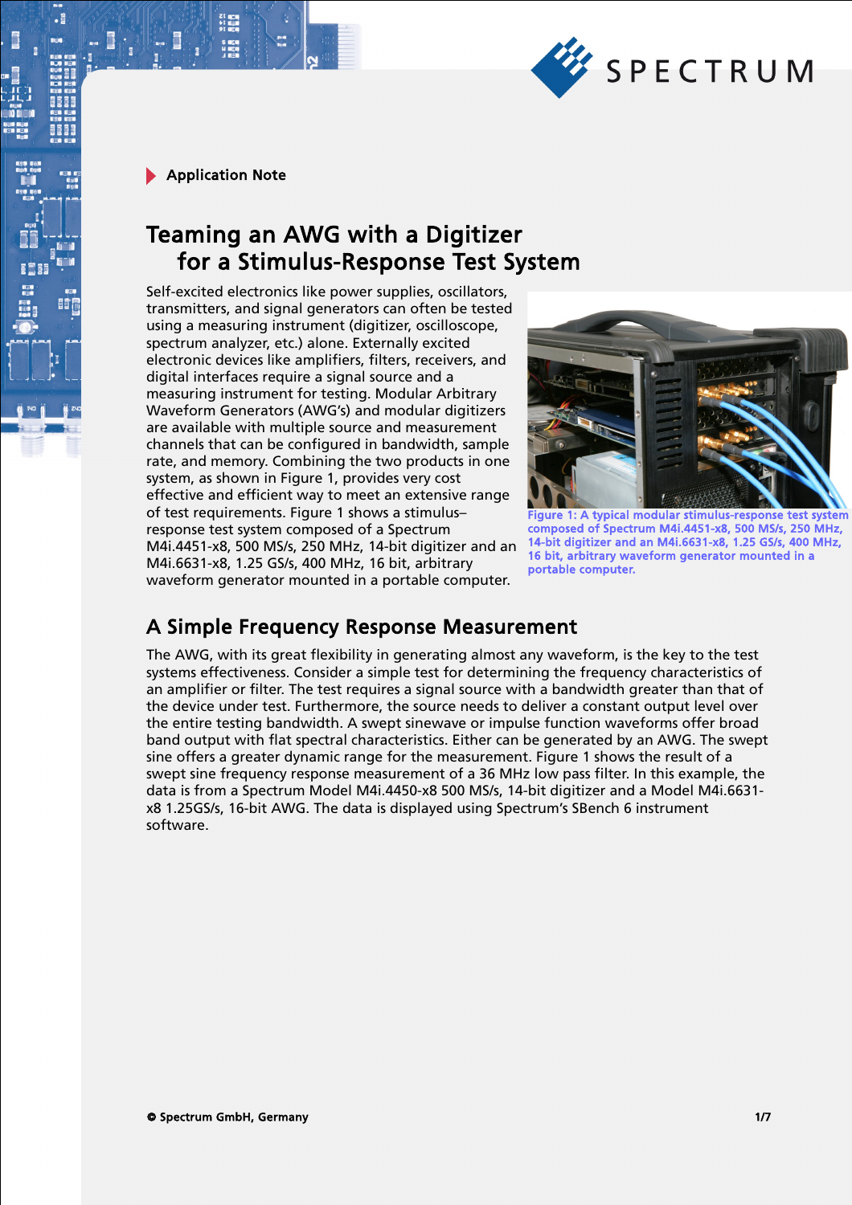Application Note

# Teaming an AWG with a Digitizer for a Stimulus-Response Test System

Self-excited electronics like power supplies, oscillators, transmitters, and signal generators can often be tested using a measuring instrument (digitizer, oscilloscope, spectrum analyzer, etc.) alone. Externally excited electronic devices like amplifiers, filters, receivers, and digital interfaces require a signal source and a measuring instrument for testing. Modular Arbitrary Waveform Generators (AWG's) and modular digitizers are available with multiple source and measurement channels that can be configured in bandwidth, sample rate, and memory. Combining the two products in one system, as shown in Figure 1, provides very cost effective and efficient way to meet an extensive range of test requirements. Figure 1 shows a stimulus–response test system composed of a Spectrum M4i.4451-x8, 500 MS/s, 250 MHz, 14-bit digitizer and an M4i.6631-x8, 1.25 GS/s, 400 MHz, 16 bit, arbitrary waveform generator mounted in a portable computer.

Figure 1: A typical modular stimulus-response test system composed of Spectrum M4i.4451-x8, 500 MS/s, 250 MHz, 14-bit digitizer and an M4i.6631-x8, 1.25 GS/s, 400 MHz, 16 bit, arbitrary waveform generator mounted in a portable computer.

## A Simple Frequency Response Measurement

The AWG, with its great flexibility in generating almost any waveform, is the key to the test systems effectiveness. Consider a simple test for determining the frequency characteristics of an amplifier or filter. The test requires a signal source with a bandwidth greater than that of the device under test. Furthermore, the source needs to deliver a constant output level over the entire testing bandwidth. A swept sinewave or impulse function waveforms offer broad band output with flat spectral characteristics. Either can be generated by an AWG. The swept sine offers a greater dynamic range for the measurement. Figure 1 shows the result of a swept sine frequency response measurement of a 36 MHz low pass filter. In this example, the data is from a Spectrum Model M4i.4450-x8 500 MS/s, 14-bit digitizer and a Model M4i.6631-x8 1.25GS/s, 16-bit AWG. The data is displayed using Spectrum's SBench 6 instrument software.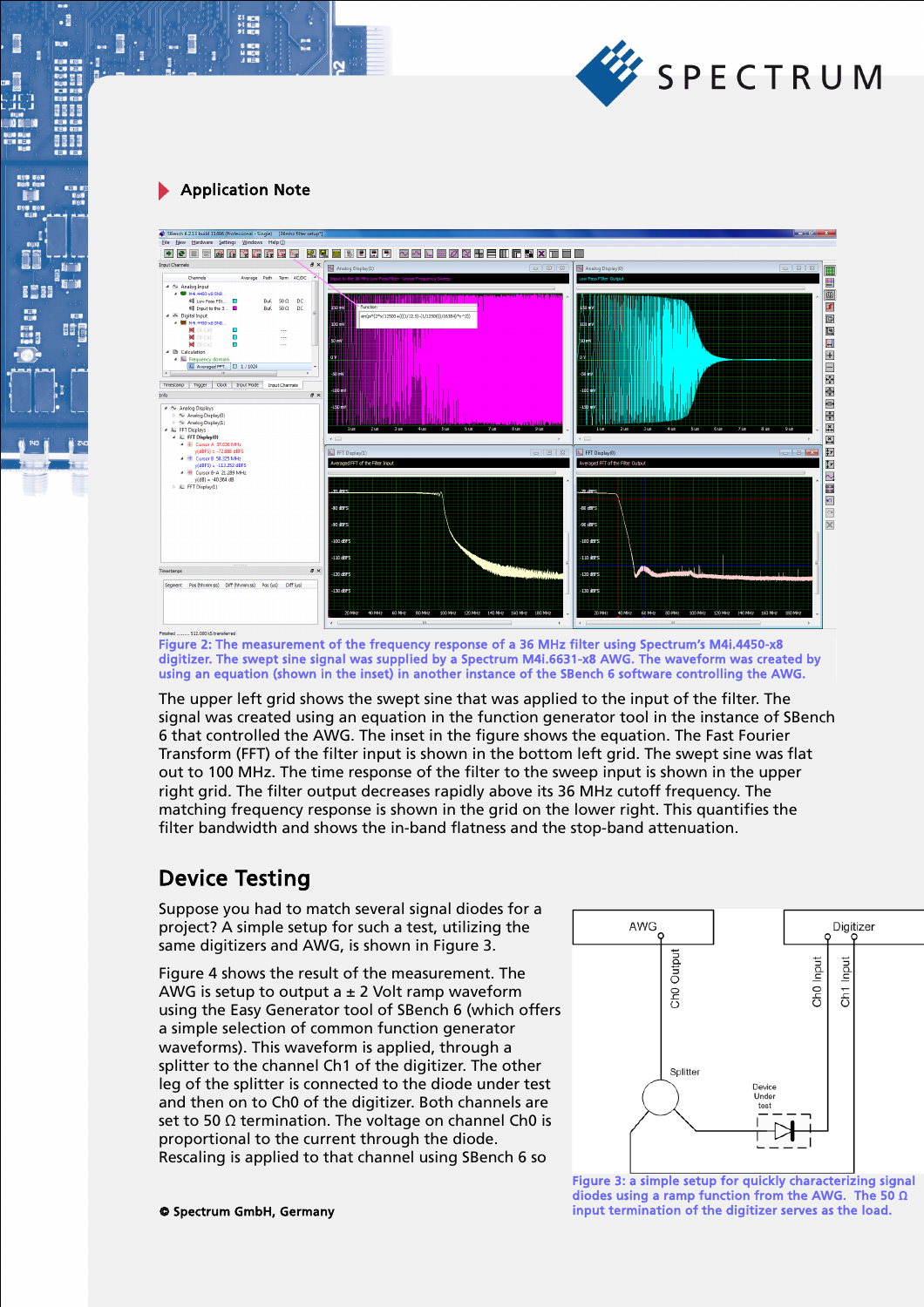Application Note

Figure 2: The measurement of the frequency response of a 36 MHz filter using Spectrum's M4i.4450-x8 digitizer. The swept sine signal was supplied by a Spectrum M4i.6631-x8 AWG. The waveform was created by using an equation (shown in the inset) in another instance of the SBench 6 software controlling the AWG.

The upper left grid shows the swept sine that was applied to the input of the filter. The signal was created using an equation in the function generator tool in the instance of SBench 6 that controlled the AWG. The inset in the figure shows the equation. The Fast Fourier Transform (FFT) of the filter input is shown in the bottom left grid. The swept sine was flat out to 100 MHz. The time response of the filter to the sweep input is shown in the upper right grid. The filter output decreases rapidly above its 36 MHz cutoff frequency. The matching frequency response is shown in the grid on the lower right. This quantifies the filter bandwidth and shows the in-band flatness and the stop-band attenuation.

## Device Testing

Suppose you had to match several signal diodes for a project? A simple setup for such a test, utilizing the same digitizers and AWG, is shown in Figure 3.

Figure 4 shows the result of the measurement. The AWG is setup to output a ± 2 Volt ramp waveform using the Easy Generator tool of SBench 6 (which offers a simple selection of common function generator waveforms). This waveform is applied, through a splitter to the channel Ch1 of the digitizer. The other leg of the splitter is connected to the diode under test and then on to Ch0 of the digitizer. Both channels are set to 50 Ω termination. The voltage on channel Ch0 is proportional to the current through the diode. Rescaling is applied to that channel using SBench 6 so

Figure 3: a simple setup for quickly characterizing signal diodes using a ramp function from the AWG. The 50 Ω input termination of the digitizer serves as the load.

© Spectrum GmbH, Germany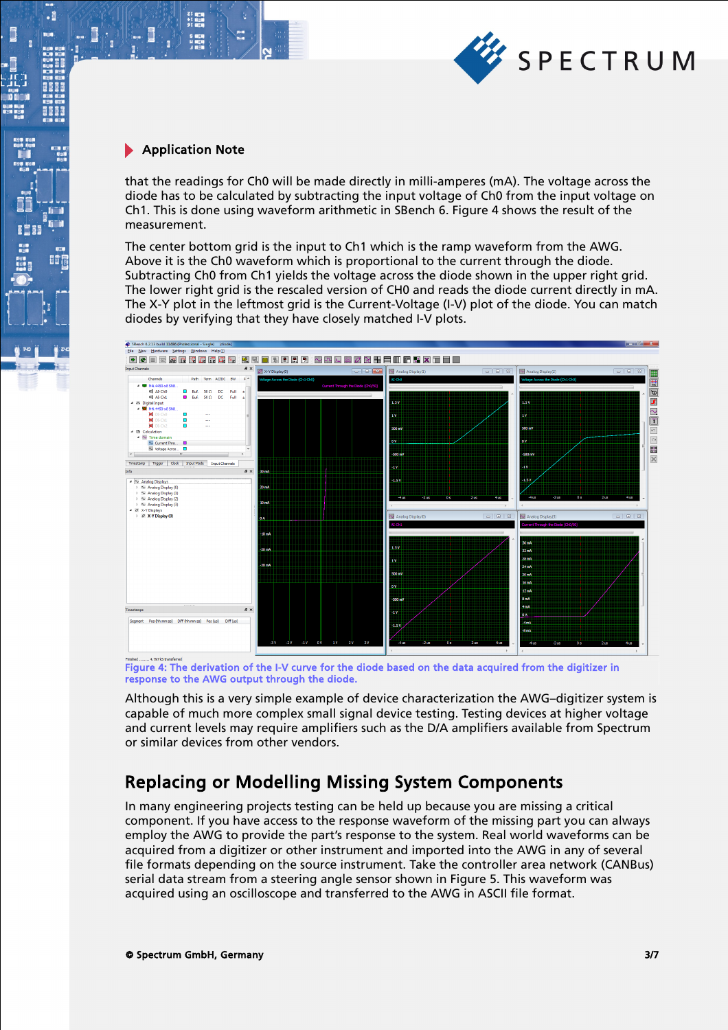that the readings for Ch0 will be made directly in milli-amperes (mA). The voltage across the diode has to be calculated by subtracting the input voltage of Ch0 from the input voltage on Ch1. This is done using waveform arithmetic in SBench 6. Figure 4 shows the result of the measurement.

The center bottom grid is the input to Ch1 which is the ramp waveform from the AWG. Above it is the Ch0 waveform which is proportional to the current through the diode. Subtracting Ch0 from Ch1 yields the voltage across the diode shown in the upper right grid. The lower right grid is the rescaled version of CH0 and reads the diode current directly in mA. The X-Y plot in the leftmost grid is the Current-Voltage (I-V) plot of the diode. You can match diodes by verifying that they have closely matched I-V plots.

Figure 4: The derivation of the I-V curve for the diode based on the data acquired from the digitizer in response to the AWG output through the diode.

Although this is a very simple example of device characterization the AWG–digitizer system is capable of much more complex small signal device testing. Testing devices at higher voltage and current levels may require amplifiers such as the D/A amplifiers available from Spectrum or similar devices from other vendors.

## Replacing or Modelling Missing System Components

In many engineering projects testing can be held up because you are missing a critical component. If you have access to the response waveform of the missing part you can always employ the AWG to provide the part's response to the system. Real world waveforms can be acquired from a digitizer or other instrument and imported into the AWG in any of several file formats depending on the source instrument. Take the controller area network (CANBus) serial data stream from a steering angle sensor shown in Figure 5. This waveform was acquired using an oscilloscope and transferred to the AWG in ASCII file format.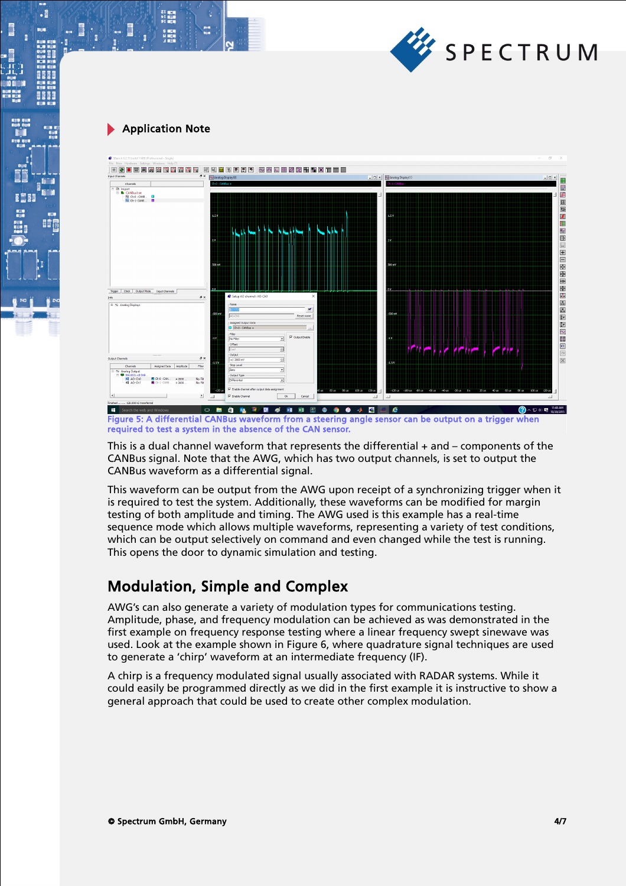Application Note

Figure 5: A differential CANBus waveform from a steering angle sensor can be output on a trigger when required to test a system in the absence of the CAN sensor.

This is a dual channel waveform that represents the differential + and – components of the CANBus signal. Note that the AWG, which has two output channels, is set to output the CANBus waveform as a differential signal.

This waveform can be output from the AWG upon receipt of a synchronizing trigger when it is required to test the system. Additionally, these waveforms can be modified for margin testing of both amplitude and timing. The AWG used is this example has a real-time sequence mode which allows multiple waveforms, representing a variety of test conditions, which can be output selectively on command and even changed while the test is running. This opens the door to dynamic simulation and testing.

## Modulation, Simple and Complex

AWG's can also generate a variety of modulation types for communications testing. Amplitude, phase, and frequency modulation can be achieved as was demonstrated in the first example on frequency response testing where a linear frequency swept sinewave was used. Look at the example shown in Figure 6, where quadrature signal techniques are used to generate a 'chirp' waveform at an intermediate frequency (IF).

A chirp is a frequency modulated signal usually associated with RADAR systems. While it could easily be programmed directly as we did in the first example it is instructive to show a general approach that could be used to create other complex modulation.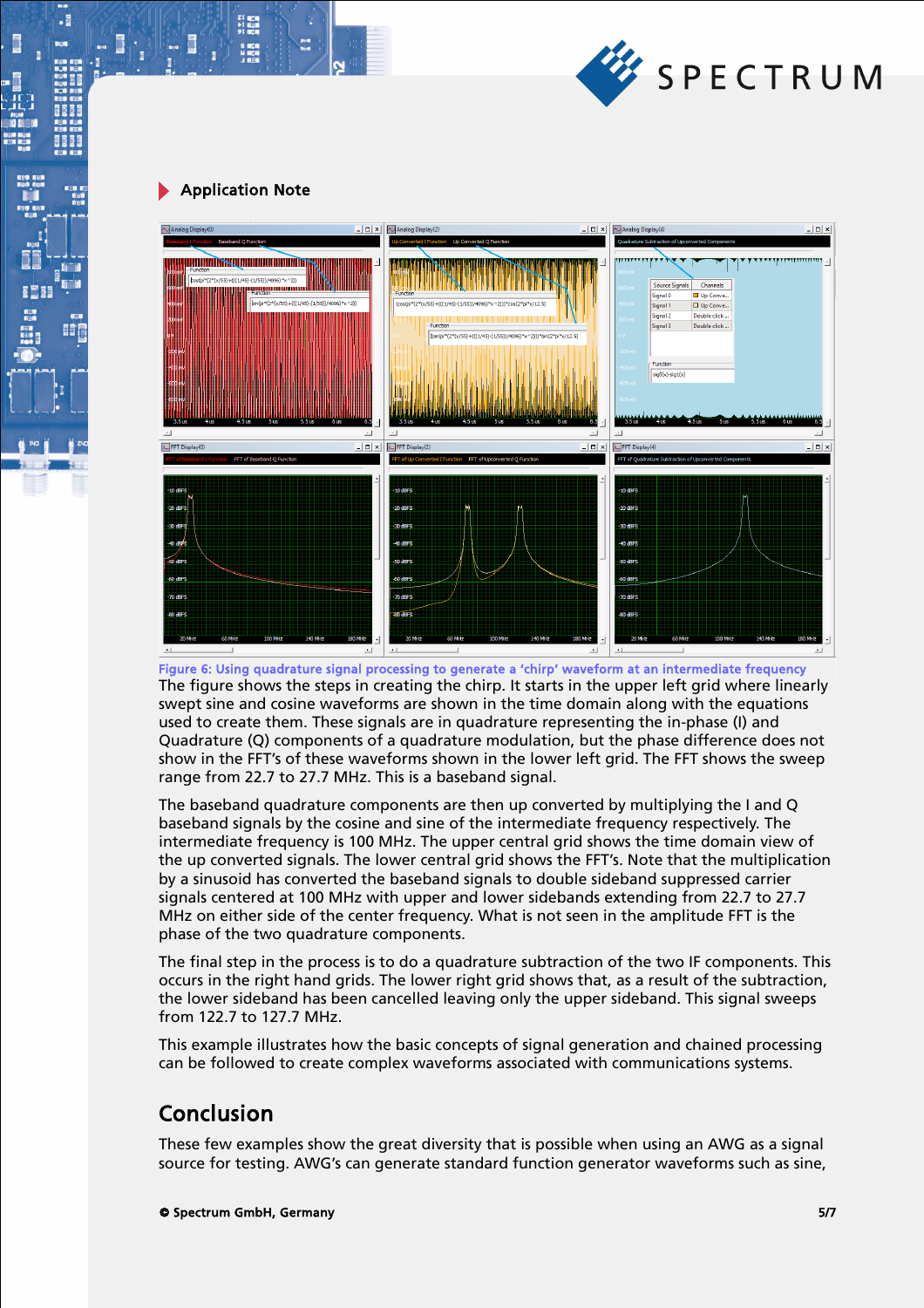Figure 6: Using quadrature signal processing to generate a 'chirp' waveform at an intermediate frequency

The figure shows the steps in creating the chirp. It starts in the upper left grid where linearly swept sine and cosine waveforms are shown in the time domain along with the equations used to create them. These signals are in quadrature representing the in-phase (I) and Quadrature (Q) components of a quadrature modulation, but the phase difference does not show in the FFT's of these waveforms shown in the lower left grid. The FFT shows the sweep range from 22.7 to 27.7 MHz. This is a baseband signal.

The baseband quadrature components are then up converted by multiplying the I and Q baseband signals by the cosine and sine of the intermediate frequency respectively. The intermediate frequency is 100 MHz. The upper central grid shows the time domain view of the up converted signals. The lower central grid shows the FFT's. Note that the multiplication by a sinusoid has converted the baseband signals to double sideband suppressed carrier signals centered at 100 MHz with upper and lower sidebands extending from 22.7 to 27.7 MHz on either side of the center frequency. What is not seen in the amplitude FFT is the phase of the two quadrature components.

The final step in the process is to do a quadrature subtraction of the two IF components. This occurs in the right hand grids. The lower right grid shows that, as a result of the subtraction, the lower sideband has been cancelled leaving only the upper sideband. This signal sweeps from 122.7 to 127.7 MHz.

This example illustrates how the basic concepts of signal generation and chained processing can be followed to create complex waveforms associated with communications systems.

## Conclusion

These few examples show the great diversity that is possible when using an AWG as a signal source for testing. AWG's can generate standard function generator waveforms such as sine,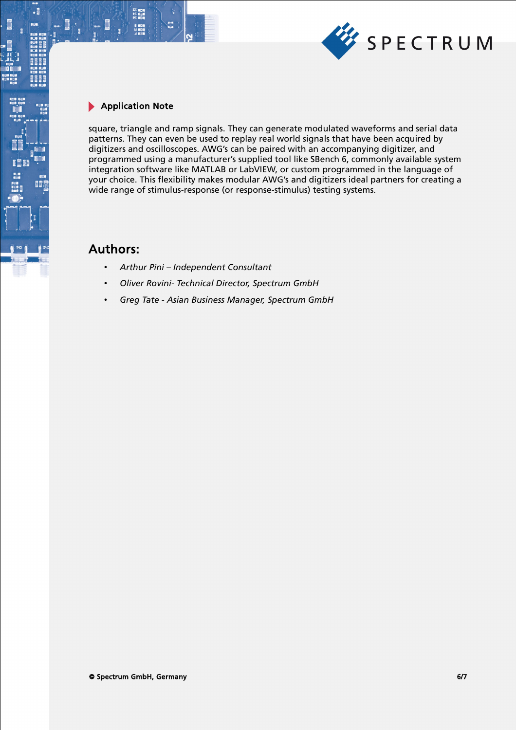square, triangle and ramp signals. They can generate modulated waveforms and serial data patterns. They can even be used to replay real world signals that have been acquired by digitizers and oscilloscopes. AWG's can be paired with an accompanying digitizer, and programmed using a manufacturer's supplied tool like SBench 6, commonly available system integration software like MATLAB or LabVIEW, or custom programmed in the language of your choice. This flexibility makes modular AWG's and digitizers ideal partners for creating a wide range of stimulus-response (or response-stimulus) testing systems.

## Authors:

- *Arthur Pini – Independent Consultant*
- *Oliver Rovini- Technical Director, Spectrum GmbH*
- *Greg Tate - Asian Business Manager, Spectrum GmbH*